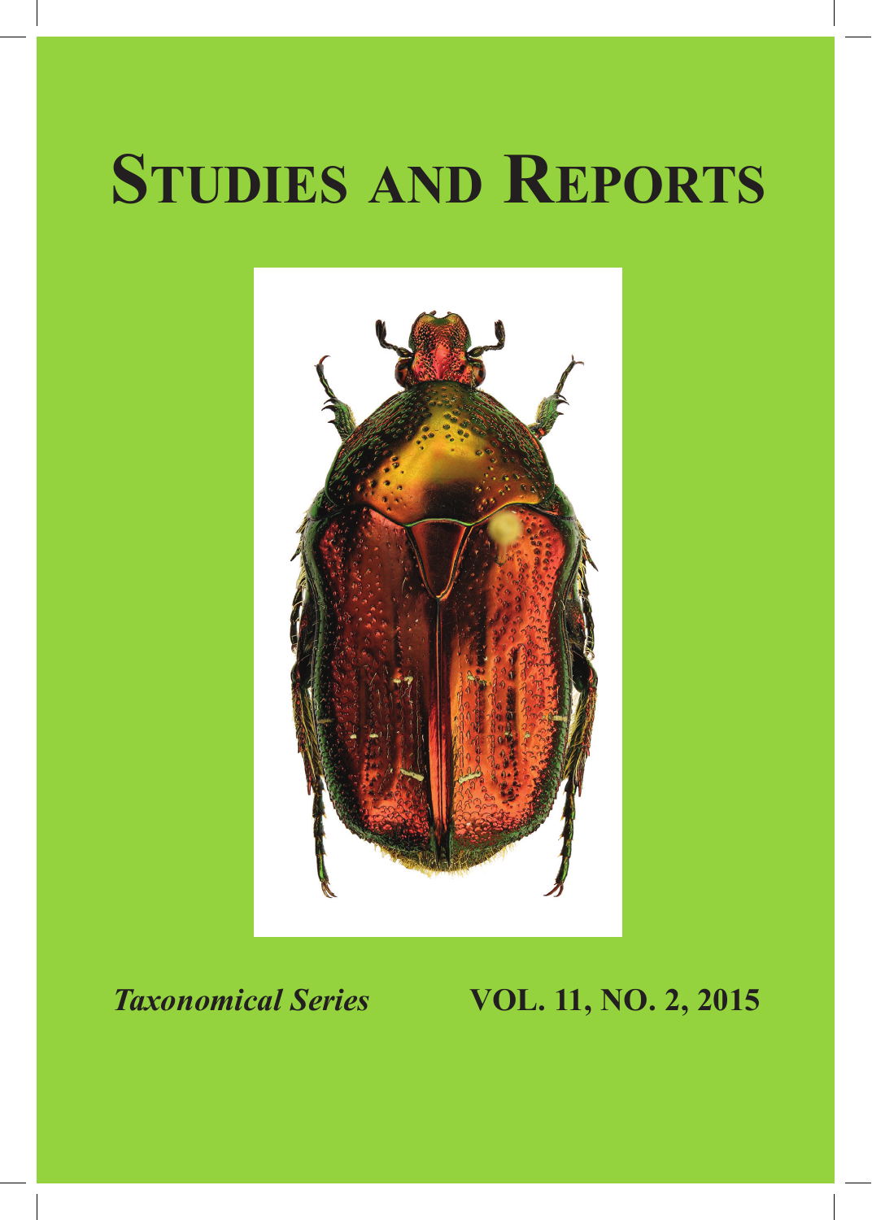# STUDIES AND REPORTS

*Taxonomical Series* **VOL. 11, NO. 2, 2015**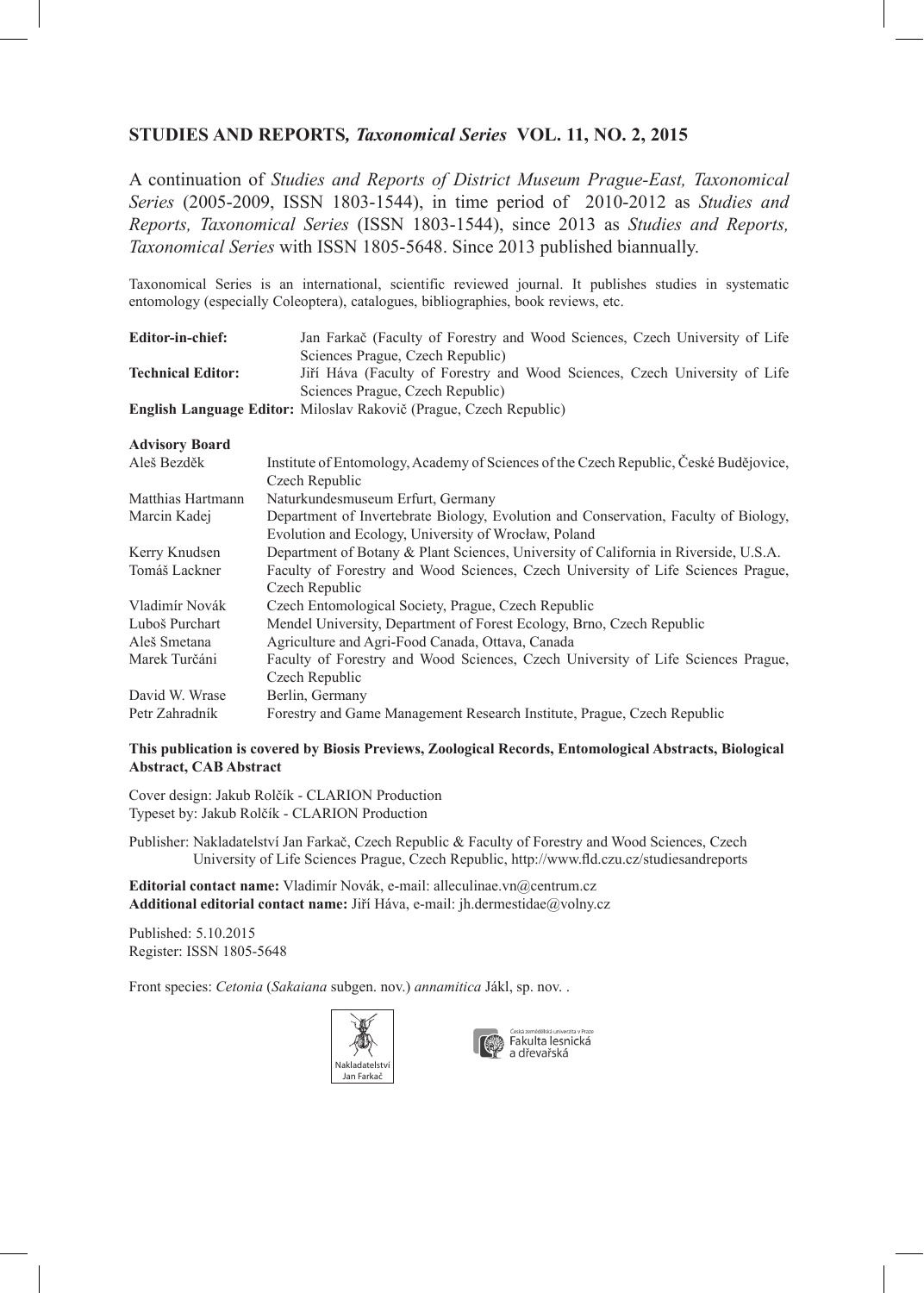## STUDIES AND REPORTS, *Taxonomical Series* VOL. 11, NO. 2, 2015

A continuation of *Studies and Reports of District Museum Prague-East, Taxonomical Series* (2005-2009, ISSN 1803-1544), in time period of 2010-2012 as *Studies and Reports, Taxonomical Series* (ISSN 1803-1544), since 2013 as *Studies and Reports, Taxonomical Series* with ISSN 1805-5648. Since 2013 published biannually.

Taxonomical Series is an international, scientific reviewed journal. It publishes studies in systematic entomology (especially Coleoptera), catalogues, bibliographies, book reviews, etc.

**Editor-in-chief:** Jan Farkač (Faculty of Forestry and Wood Sciences, Czech University of Life Sciences Prague, Czech Republic)
**Technical Editor:** Jiří Háva (Faculty of Forestry and Wood Sciences, Czech University of Life Sciences Prague, Czech Republic)
**English Language Editor:** Miloslav Rakovič (Prague, Czech Republic)

**Advisory Board**

| | |
|---|---|
| Aleš Bezděk | Institute of Entomology, Academy of Sciences of the Czech Republic, České Budějovice, Czech Republic |
| Matthias Hartmann | Naturkundesmuseum Erfurt, Germany |
| Marcin Kadej | Department of Invertebrate Biology, Evolution and Conservation, Faculty of Biology, Evolution and Ecology, University of Wrocław, Poland |
| Kerry Knudsen | Department of Botany & Plant Sciences, University of California in Riverside, U.S.A. |
| Tomáš Lackner | Faculty of Forestry and Wood Sciences, Czech University of Life Sciences Prague, Czech Republic |
| Vladimír Novák | Czech Entomological Society, Prague, Czech Republic |
| Luboš Purchart | Mendel University, Department of Forest Ecology, Brno, Czech Republic |
| Aleš Smetana | Agriculture and Agri-Food Canada, Ottava, Canada |
| Marek Turčáni | Faculty of Forestry and Wood Sciences, Czech University of Life Sciences Prague, Czech Republic |
| David W. Wrase | Berlin, Germany |
| Petr Zahradník | Forestry and Game Management Research Institute, Prague, Czech Republic |

**This publication is covered by Biosis Previews, Zoological Records, Entomological Abstracts, Biological Abstract, CAB Abstract**

Cover design: Jakub Rolčík - CLARION Production
Typeset by: Jakub Rolčík - CLARION Production

Publisher: Nakladatelství Jan Farkač, Czech Republic & Faculty of Forestry and Wood Sciences, Czech University of Life Sciences Prague, Czech Republic, http://www.fld.czu.cz/studiesandreports

**Editorial contact name:** Vladimír Novák, e-mail: alleculinae.vn@centrum.cz
**Additional editorial contact name:** Jiří Háva, e-mail: jh.dermestidae@volny.cz

Published: 5.10.2015
Register: ISSN 1805-5648

Front species: *Cetonia* (*Sakaiana* subgen. nov.) *annamitica* Jákl, sp. nov. .

Nakladatelství Jan Farkač

Česká zemědělská univerzita v Praze
Fakulta lesnická a dřevařská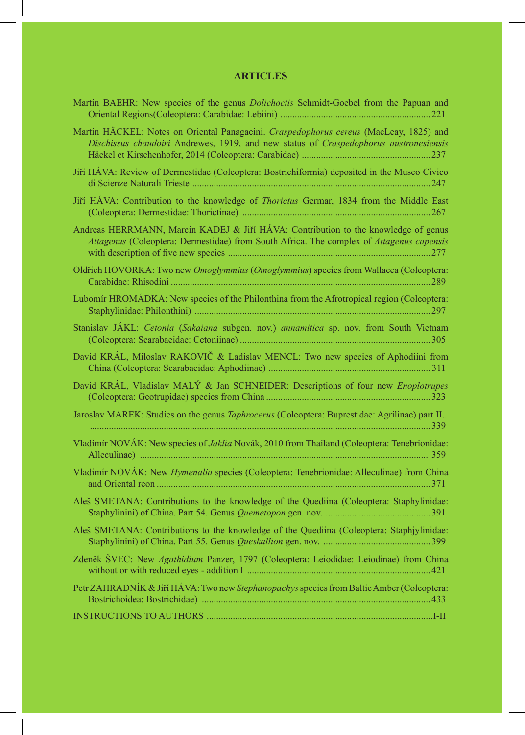## ARTICLES

Martin BAEHR: New species of the genus *Dolichoctis* Schmidt-Goebel from the Papuan and Oriental Regions(Coleoptera: Carabidae: Lebiini) ............................................................ 221

Martin HÄCKEL: Notes on Oriental Panagaeini. *Craspedophorus cereus* (MacLeay, 1825) and *Dischissus chaudoiri* Andrewes, 1919, and new status of *Craspedophorus austronesiensis* Häckel et Kirschenhofer, 2014 (Coleoptera: Carabidae) ..................................................... 237

Jiří HÁVA: Review of Dermestidae (Coleoptera: Bostrichiformia) deposited in the Museo Civico di Scienze Naturali Trieste .................................................................................................. 247

Jiří HÁVA: Contribution to the knowledge of *Thorictus* Germar, 1834 from the Middle East (Coleoptera: Dermestidae: Thorictinae) ............................................................................. 267

Andreas HERRMANN, Marcin KADEJ & Jiří HÁVA: Contribution to the knowledge of genus *Attagenus* (Coleoptera: Dermestidae) from South Africa. The complex of *Attagenus capensis* with description of five new species .................................................................................... 277

Oldřich HOVORKA: Two new *Omoglymmius* (*Omoglymmius*) species from Wallacea (Coleoptera: Carabidae: Rhisodini .......................................................................................................... 289

Lubomír HROMÁDKA: New species of the Philonthina from the Afrotropical region (Coleoptera: Staphylinidae: Philonthini) ................................................................................................. 297

Stanislav JÁKL: *Cetonia* (*Sakaiana* subgen. nov.) *annamitica* sp. nov. from South Vietnam (Coleoptera: Scarabaeidae: Cetoniinae) ............................................................................... 305

David KRÁL, Miloslav RAKOVIČ & Ladislav MENCL: Two new species of Aphodiini from China (Coleoptera: Scarabaeidae: Aphodiinae) .................................................................. 311

David KRÁL, Vladislav MALÝ & Jan SCHNEIDER: Descriptions of four new *Enoplotrupes* (Coleoptera: Geotrupidae) species from China .................................................................... 323

Jaroslav MAREK: Studies on the genus *Taphrocerus* (Coleoptera: Buprestidae: Agrilinae) part II.. ............................................................................................................................................ 339

Vladimír NOVÁK: New species of *Jaklia* Novák, 2010 from Thailand (Coleoptera: Tenebrionidae: Alleculinae) ........................................................................................................................ 359

Vladimír NOVÁK: New *Hymenalia* species (Coleoptera: Tenebrionidae: Alleculinae) from China and Oriental reon ................................................................................................................ 371

Aleš SMETANA: Contributions to the knowledge of the Quediina (Coleoptera: Staphylinidae: Staphylinini) of China. Part 54. Genus *Quemetopon* gen. nov. ........................................... 391

Aleš SMETANA: Contributions to the knowledge of the Quediina (Coleoptera: Staphjylinidae: Staphylinini) of China. Part 55. Genus *Queskallion* gen. nov. ............................................ 399

Zdeněk ŠVEC: New *Agathidium* Panzer, 1797 (Coleoptera: Leiodidae: Leiodinae) from China without or with reduced eyes - addition I ........................................................................... 421

Petr ZAHRADNÍK & Jiří HÁVA: Two new *Stephanopachys* species from Baltic Amber (Coleoptera: Bostrichoidea: Bostrichidae) .............................................................................................. 433

INSTRUCTIONS TO AUTHORS ............................................................................................ I-II